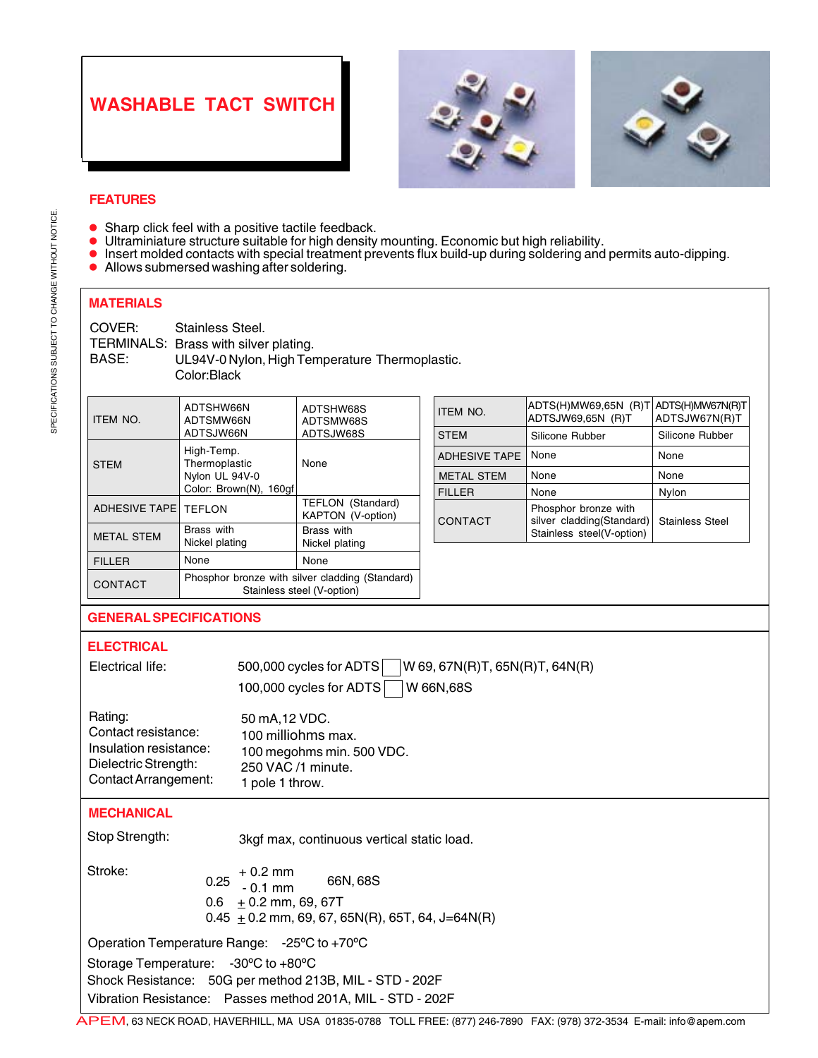# WASHABLE TACT SWITCH

SPECIFICATIONS SUBJECT TO CHANGE WITHOUT NOTICE.

## FEATURES

- Sharp click feel with a positive tactile feedback.
- Ultraminiature structure suitable for high density mounting. Economic but high reliability.
- Insert molded contacts with special treatment prevents flux build-up during soldering and permits auto-dipping.
- Allows submersed washing after soldering.

## MATERIALS

COVER: Stainless Steel.
TERMINALS: Brass with silver plating.
BASE: UL94V-0 Nylon, High Temperature Thermoplastic.
Color:Black

| ITEM NO. | ADTSHW66N<br>ADTSMW66N<br>ADTSJW66N | ADTSHW68S<br>ADTSMW68S<br>ADTSJW68S |
|---|---|---|
| STEM | High-Temp. Thermoplastic Nylon UL 94V-0 Color: Brown(N), 160gf | None |
| ADHESIVE TAPE | TEFLON | TEFLON (Standard)<br>KAPTON (V-option) |
| METAL STEM | Brass with Nickel plating | Brass with Nickel plating |
| FILLER | None | None |
| CONTACT | Phosphor bronze with silver cladding (Standard)<br>Stainless steel (V-option) | |

| ITEM NO. | ADTS(H)MW69,65N (R)T<br>ADTSJW69,65N (R)T | ADTS(H)MW67N(R)T<br>ADTSJW67N(R)T |
|---|---|---|
| STEM | Silicone Rubber | Silicone Rubber |
| ADHESIVE TAPE | None | None |
| METAL STEM | None | None |
| FILLER | None | Nylon |
| CONTACT | Phosphor bronze with silver cladding(Standard)<br>Stainless steel(V-option) | Stainless Steel |

## GENERAL SPECIFICATIONS

### ELECTRICAL

Electrical life: 500,000 cycles for ADTS☐W 69, 67N(R)T, 65N(R)T, 64N(R)
100,000 cycles for ADTS☐W 66N,68S

Rating: 50 mA,12 VDC.
Contact resistance: 100 milliohms max.
Insulation resistance: 100 megohms min. 500 VDC.
Dielectric Strength: 250 VAC /1 minute.
Contact Arrangement: 1 pole 1 throw.

### MECHANICAL

Stop Strength: 3kgf max, continuous vertical static load.

Stroke:
0.25 $^{+0.2}_{-0.1}$ mm 66N, 68S
0.6 ± 0.2 mm, 69, 67T
0.45 ± 0.2 mm, 69, 67, 65N(R), 65T, 64, J=64N(R)

Operation Temperature Range: -25ºC to +70ºC
Storage Temperature: -30ºC to +80ºC
Shock Resistance: 50G per method 213B, MIL - STD - 202F
Vibration Resistance: Passes method 201A, MIL - STD - 202F

APEM, 63 NECK ROAD, HAVERHILL, MA USA 01835-0788 TOLL FREE: (877) 246-7890 FAX: (978) 372-3534 E-mail: info@apem.com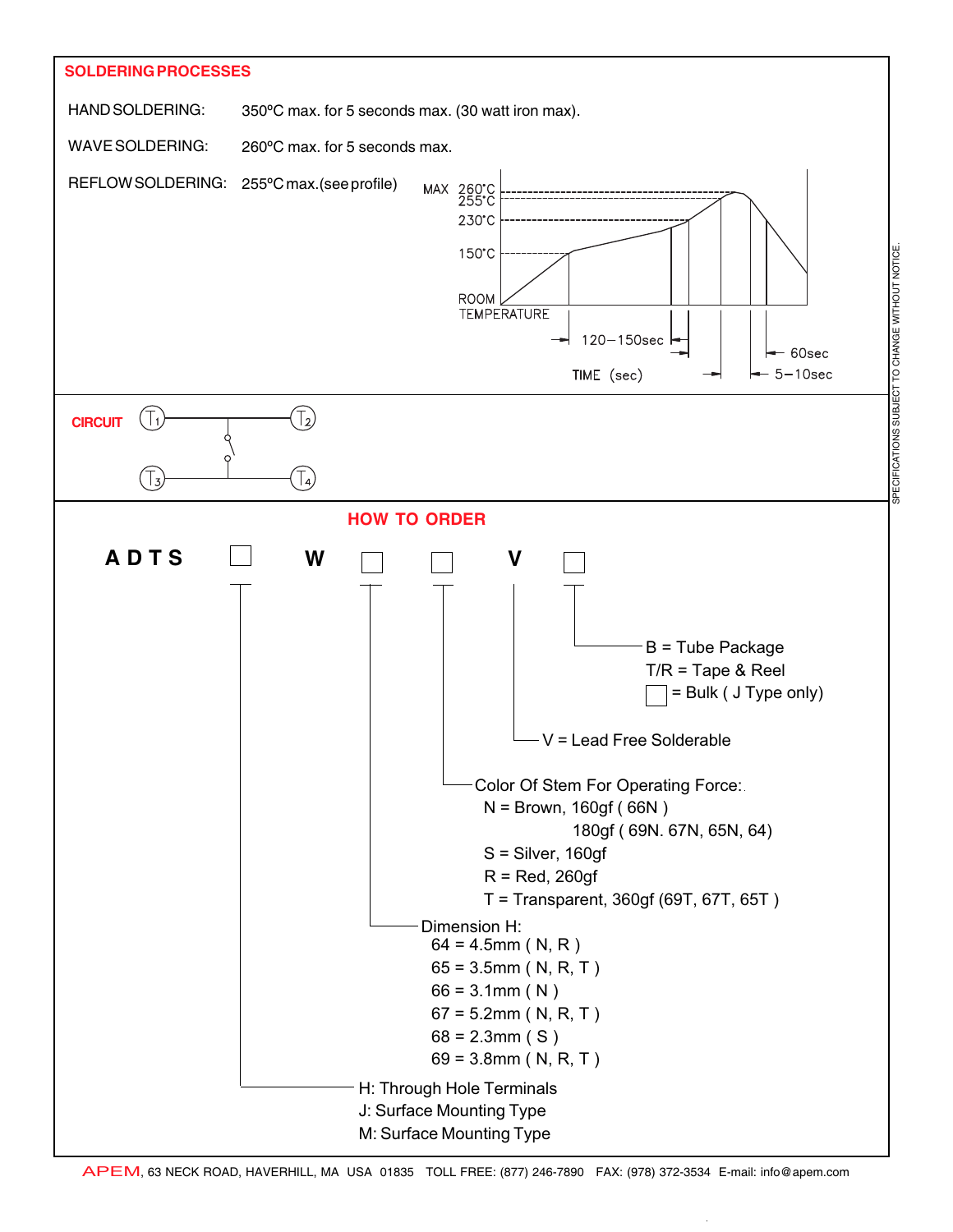## SOLDERING PROCESSES

HAND SOLDERING: 350ºC max. for 5 seconds max. (30 watt iron max).

WAVE SOLDERING: 260ºC max. for 5 seconds max.

REFLOW SOLDERING: 255ºC max.(see profile)

MAX 260°C
255°C
230°C
150°C
ROOM TEMPERATURE
120−150sec
60sec
5−10sec
TIME (sec)

## CIRCUIT

T1 T2 T3 T4

## HOW TO ORDER

**A D T S** ☐ **W** ☐ ☐ **V** ☐

- B = Tube Package
  T/R = Tape & Reel
  ☐ = Bulk ( J Type only)
- V = Lead Free Solderable
- Color Of Stem For Operating Force:
  - N = Brown, 160gf ( 66N )
    180gf ( 69N. 67N, 65N, 64)
  - S = Silver, 160gf
  - R = Red, 260gf
  - T = Transparent, 360gf (69T, 67T, 65T )
- Dimension H:
  - 64 = 4.5mm ( N, R )
  - 65 = 3.5mm ( N, R, T )
  - 66 = 3.1mm ( N )
  - 67 = 5.2mm ( N, R, T )
  - 68 = 2.3mm ( S )
  - 69 = 3.8mm ( N, R, T )
- H: Through Hole Terminals
  J: Surface Mounting Type
  M: Surface Mounting Type

SPECIFICATIONS SUBJECT TO CHANGE WITHOUT NOTICE.

APEM, 63 NECK ROAD, HAVERHILL, MA USA 01835 TOLL FREE: (877) 246-7890 FAX: (978) 372-3534 E-mail: info@apem.com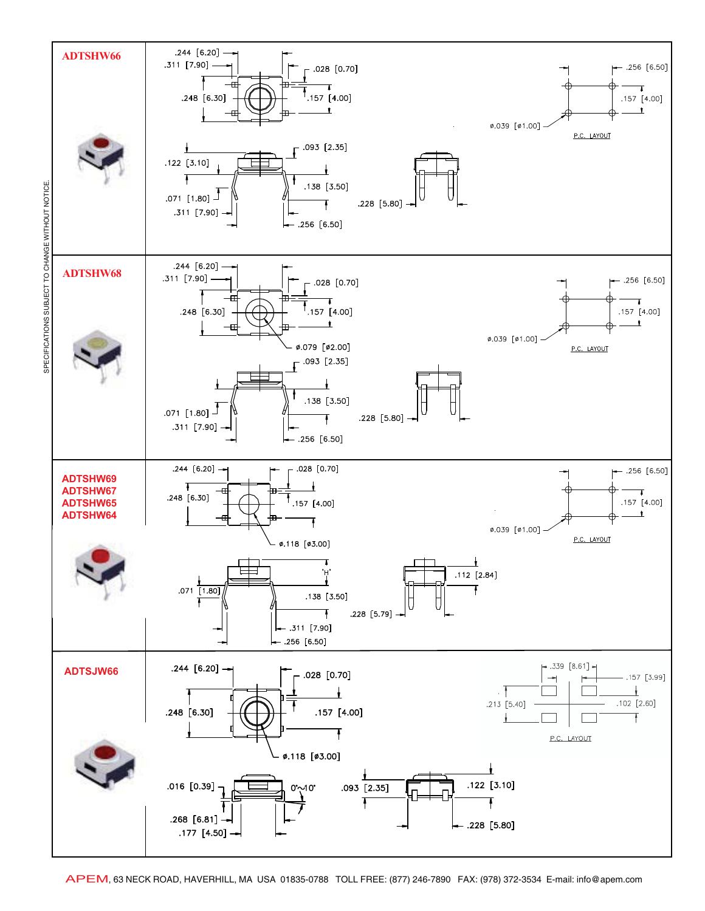SPECIFICATIONS SUBJECT TO CHANGE WITHOUT NOTICE.

## ADTSHW66

.244 [6.20]
.311 [7.90]
.028 [0.70]
.248 [6.30]
.157 [4.00]
.093 [2.35]
.122 [3.10]
.138 [3.50]
.071 [1.80]
.311 [7.90]
.256 [6.50]
.228 [5.80]

.256 [6.50]
.157 [4.00]
ø.039 [ø1.00]
P.C. LAYOUT

## ADTSHW68

.244 [6.20]
.311 [7.90]
.028 [0.70]
.248 [6.30]
.157 [4.00]
ø.079 [ø2.00]
.093 [2.35]
.138 [3.50]
.071 [1.80]
.311 [7.90]
.256 [6.50]
.228 [5.80]

.256 [6.50]
.157 [4.00]
ø.039 [ø1.00]
P.C. LAYOUT

## ADTSHW69
## ADTSHW67
## ADTSHW65
## ADTSHW64

.244 [6.20]
.028 [0.70]
.248 [6.30]
.157 [4.00]
ø.118 [ø3.00]
'H'
.071 [1.80]
.138 [3.50]
.311 [7.90]
.256 [6.50]
.112 [2.84]
.228 [5.79]

.256 [6.50]
.157 [4.00]
ø.039 [ø1.00]
P.C. LAYOUT

## ADTSJW66

.244 [6.20]
.028 [0.70]
.248 [6.30]
.157 [4.00]
ø.118 [ø3.00]
.016 [0.39]
0°~10°
.268 [6.81]
.177 [4.50]
.093 [2.35]
.122 [3.10]
.228 [5.80]

.339 [8.61]
.157 [3.99]
.213 [5.40]
.102 [2.60]
P.C. LAYOUT

APEM, 63 NECK ROAD, HAVERHILL, MA USA 01835-0788 TOLL FREE: (877) 246-7890 FAX: (978) 372-3534 E-mail: info@apem.com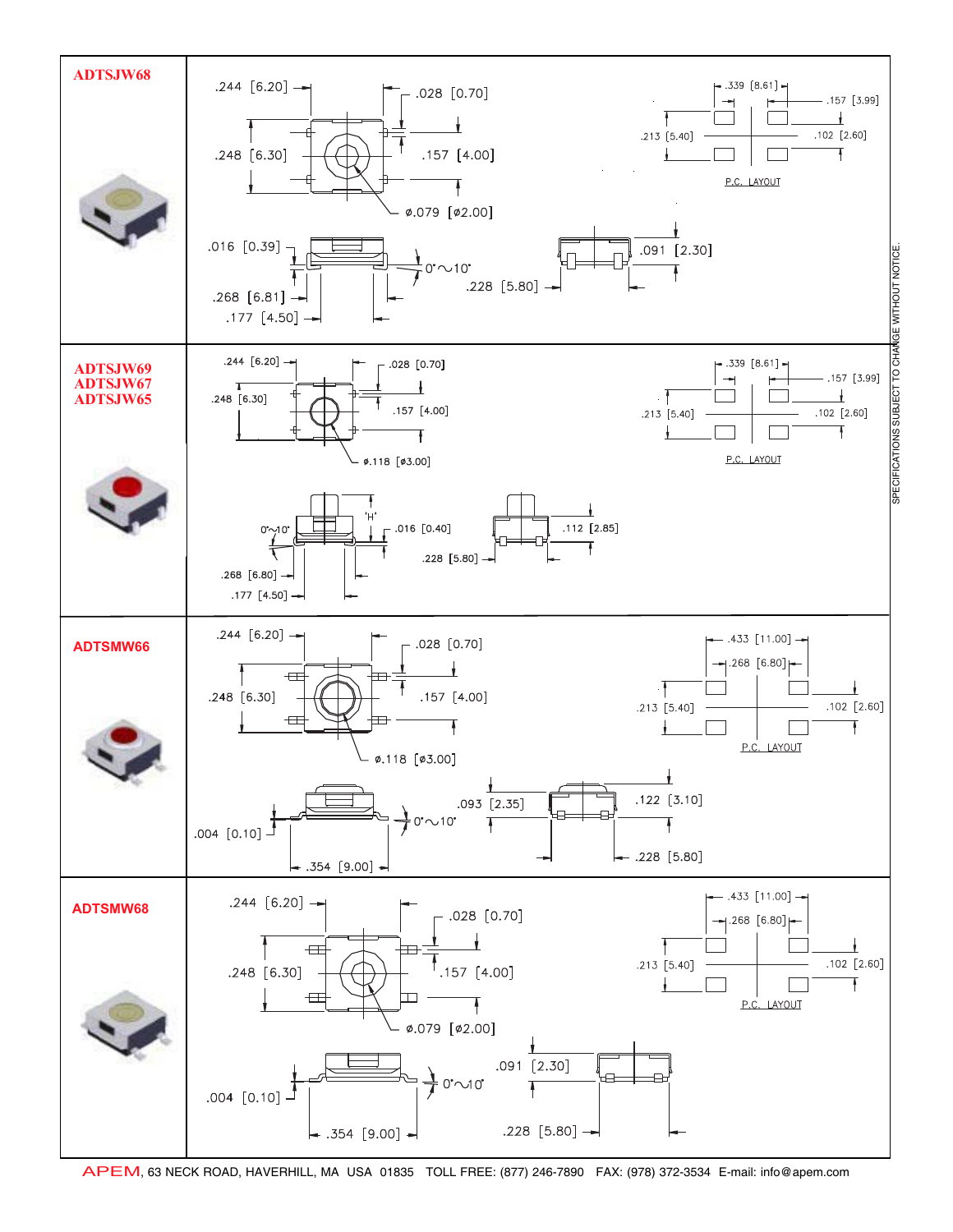## ADTSJW68

.244 [6.20]
.028 [0.70]
.248 [6.30]
.157 [4.00]
ø.079 [ø2.00]

.339 [8.61]
.157 [3.99]
.213 [5.40]
.102 [2.60]
P.C. LAYOUT

.016 [0.39]
0°~10°
.268 [6.81]
.177 [4.50]
.091 [2.30]
.228 [5.80]

## ADTSJW69
## ADTSJW67
## ADTSJW65

.244 [6.20]
.028 [0.70]
.248 [6.30]
.157 [4.00]
ø.118 [ø3.00]

.339 [8.61]
.157 [3.99]
.213 [5.40]
.102 [2.60]
P.C. LAYOUT

'H'
0°~10°
.016 [0.40]
.112 [2.85]
.228 [5.80]
.268 [6.80]
.177 [4.50]

## ADTSMW66

.244 [6.20]
.028 [0.70]
.248 [6.30]
.157 [4.00]
ø.118 [ø3.00]

.433 [11.00]
.268 [6.80]
.213 [5.40]
.102 [2.60]
P.C. LAYOUT

.093 [2.35]
.122 [3.10]
0°~10°
.004 [0.10]
.354 [9.00]
.228 [5.80]

## ADTSMW68

.244 [6.20]
.028 [0.70]
.248 [6.30]
.157 [4.00]
ø.079 [ø2.00]

.433 [11.00]
.268 [6.80]
.213 [5.40]
.102 [2.60]
P.C. LAYOUT

.091 [2.30]
0°~10°
.004 [0.10]
.354 [9.00]
.228 [5.80]

SPECIFICATIONS SUBJECT TO CHANGE WITHOUT NOTICE.

APEM, 63 NECK ROAD, HAVERHILL, MA USA 01835 TOLL FREE: (877) 246-7890 FAX: (978) 372-3534 E-mail: info@apem.com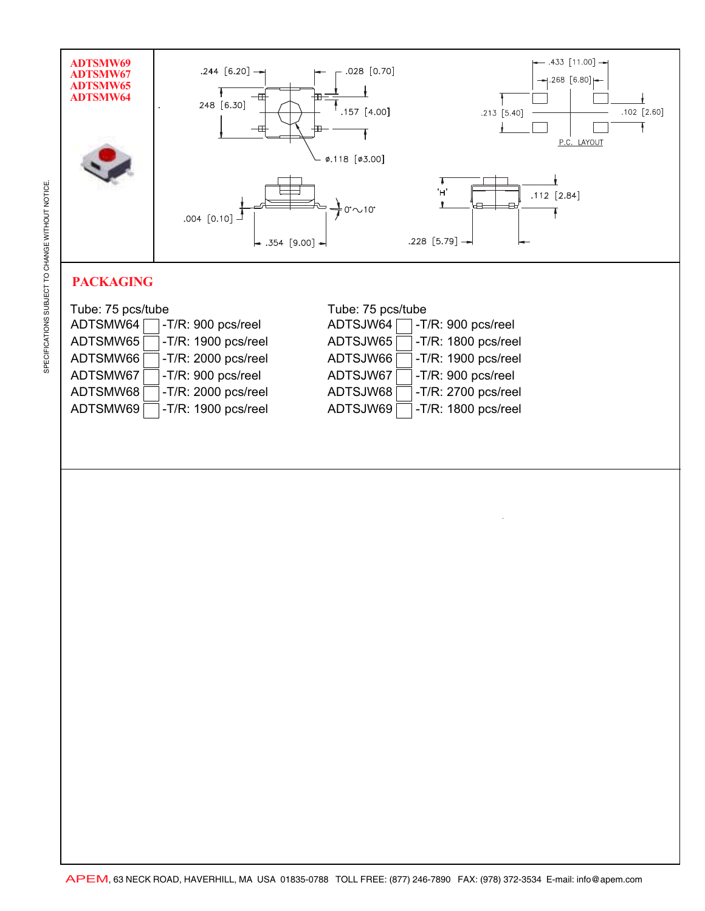ADTSMW69
ADTSMW67
ADTSMW65
ADTSMW64

.244 [6.20]
.028 [0.70]
248 [6.30]
.157 [4.00]
ø.118 [ø3.00]
.433 [11.00]
.268 [6.80]
.213 [5.40]
.102 [2.60]
P.C. LAYOUT
.004 [0.10]
0°~10°
.354 [9.00]
'H'
.112 [2.84]
.228 [5.79]

## PACKAGING

Tube: 75 pcs/tube
ADTSMW64 ☐ -T/R: 900 pcs/reel
ADTSMW65 ☐ -T/R: 1900 pcs/reel
ADTSMW66 ☐ -T/R: 2000 pcs/reel
ADTSMW67 ☐ -T/R: 900 pcs/reel
ADTSMW68 ☐ -T/R: 2000 pcs/reel
ADTSMW69 ☐ -T/R: 1900 pcs/reel

Tube: 75 pcs/tube
ADTSJW64 ☐ -T/R: 900 pcs/reel
ADTSJW65 ☐ -T/R: 1800 pcs/reel
ADTSJW66 ☐ -T/R: 1900 pcs/reel
ADTSJW67 ☐ -T/R: 900 pcs/reel
ADTSJW68 ☐ -T/R: 2700 pcs/reel
ADTSJW69 ☐ -T/R: 1800 pcs/reel

SPECIFICATIONS SUBJECT TO CHANGE WITHOUT NOTICE.

APEM, 63 NECK ROAD, HAVERHILL, MA USA 01835-0788 TOLL FREE: (877) 246-7890 FAX: (978) 372-3534 E-mail: info@apem.com